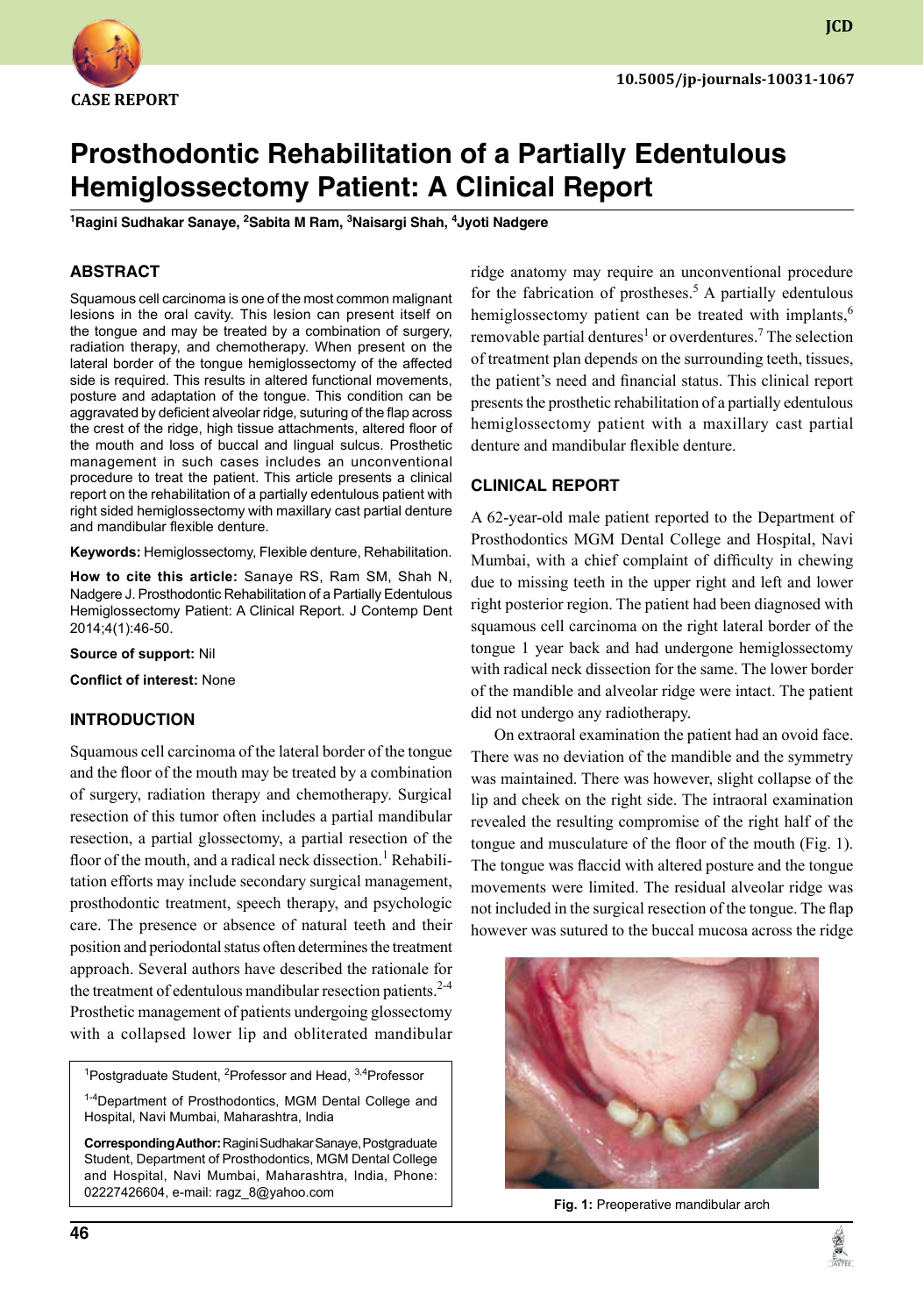CASE REPORT

10.5005/jp-journals-10031-1067

# Prosthodontic Rehabilitation of a Partially Edentulous Hemiglossectomy Patient: A Clinical Report

[1]Ragini Sudhakar Sanaye, [2]Sabita M Ram, [3]Naisargi Shah, [4]Jyoti Nadgere

## ABSTRACT

Squamous cell carcinoma is one of the most common malignant lesions in the oral cavity. This lesion can present itself on the tongue and may be treated by a combination of surgery, radiation therapy, and chemotherapy. When present on the lateral border of the tongue hemiglossectomy of the affected side is required. This results in altered functional movements, posture and adaptation of the tongue. This condition can be aggravated by deficient alveolar ridge, suturing of the flap across the crest of the ridge, high tissue attachments, altered floor of the mouth and loss of buccal and lingual sulcus. Prosthetic management in such cases includes an unconventional procedure to treat the patient. This article presents a clinical report on the rehabilitation of a partially edentulous patient with right sided hemiglossectomy with maxillary cast partial denture and mandibular flexible denture.

**Keywords:** Hemiglossectomy, Flexible denture, Rehabilitation.

**How to cite this article:** Sanaye RS, Ram SM, Shah N, Nadgere J. Prosthodontic Rehabilitation of a Partially Edentulous Hemiglossectomy Patient: A Clinical Report. J Contemp Dent 2014;4(1):46-50.

**Source of support:** Nil

**Conflict of interest:** None

## INTRODUCTION

Squamous cell carcinoma of the lateral border of the tongue and the floor of the mouth may be treated by a combination of surgery, radiation therapy and chemotherapy. Surgical resection of this tumor often includes a partial mandibular resection, a partial glossectomy, a partial resection of the floor of the mouth, and a radical neck dissection.[1] Rehabilitation efforts may include secondary surgical management, prosthodontic treatment, speech therapy, and psychologic care. The presence or absence of natural teeth and their position and periodontal status often determines the treatment approach. Several authors have described the rationale for the treatment of edentulous mandibular resection patients.[2-4] Prosthetic management of patients undergoing glossectomy with a collapsed lower lip and obliterated mandibular ridge anatomy may require an unconventional procedure for the fabrication of prostheses.[5] A partially edentulous hemiglossectomy patient can be treated with implants,[6] removable partial dentures[1] or overdentures.[7] The selection of treatment plan depends on the surrounding teeth, tissues, the patient's need and financial status. This clinical report presents the prosthetic rehabilitation of a partially edentulous hemiglossectomy patient with a maxillary cast partial denture and mandibular flexible denture.

## CLINICAL REPORT

A 62-year-old male patient reported to the Department of Prosthodontics MGM Dental College and Hospital, Navi Mumbai, with a chief complaint of difficulty in chewing due to missing teeth in the upper right and left and lower right posterior region. The patient had been diagnosed with squamous cell carcinoma on the right lateral border of the tongue 1 year back and had undergone hemiglossectomy with radical neck dissection for the same. The lower border of the mandible and alveolar ridge were intact. The patient did not undergo any radiotherapy.

On extraoral examination the patient had an ovoid face. There was no deviation of the mandible and the symmetry was maintained. There was however, slight collapse of the lip and cheek on the right side. The intraoral examination revealed the resulting compromise of the right half of the tongue and musculature of the floor of the mouth (Fig. 1). The tongue was flaccid with altered posture and the tongue movements were limited. The residual alveolar ridge was not included in the surgical resection of the tongue. The flap however was sutured to the buccal mucosa across the ridge

**Fig. 1:** Preoperative mandibular arch

[1]Postgraduate Student, [2]Professor and Head, [3,4]Professor

[1-4]Department of Prosthodontics, MGM Dental College and Hospital, Navi Mumbai, Maharashtra, India

**Corresponding Author:** Ragini Sudhakar Sanaye, Postgraduate Student, Department of Prosthodontics, MGM Dental College and Hospital, Navi Mumbai, Maharashtra, India, Phone: 02227426604, e-mail: ragz_8@yahoo.com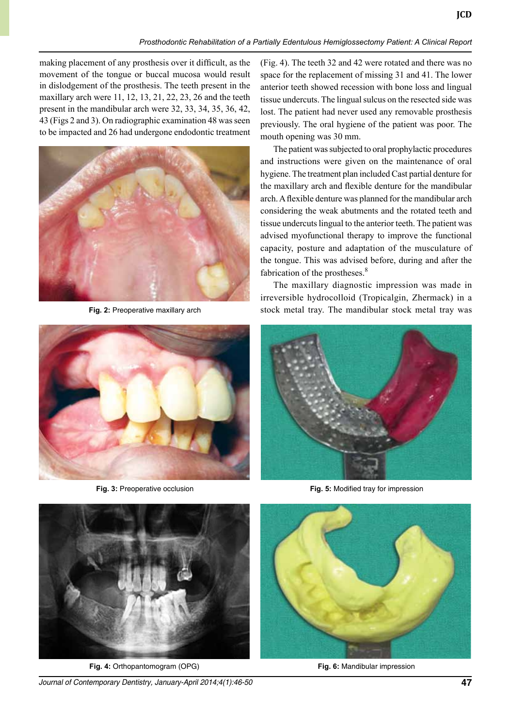making placement of any prosthesis over it difficult, as the movement of the tongue or buccal mucosa would result in dislodgement of the prosthesis. The teeth present in the maxillary arch were 11, 12, 13, 21, 22, 23, 26 and the teeth present in the mandibular arch were 32, 33, 34, 35, 36, 42, 43 (Figs 2 and 3). On radiographic examination 48 was seen to be impacted and 26 had undergone endodontic treatment (Fig. 4). The teeth 32 and 42 were rotated and there was no space for the replacement of missing 31 and 41. The lower anterior teeth showed recession with bone loss and lingual tissue undercuts. The lingual sulcus on the resected side was lost. The patient had never used any removable prosthesis previously. The oral hygiene of the patient was poor. The mouth opening was 30 mm.

**Fig. 2:** Preoperative maxillary arch

**Fig. 3:** Preoperative occlusion

**Fig. 4:** Orthopantomogram (OPG)

The patient was subjected to oral prophylactic procedures and instructions were given on the maintenance of oral hygiene. The treatment plan included Cast partial denture for the maxillary arch and flexible denture for the mandibular arch. A flexible denture was planned for the mandibular arch considering the weak abutments and the rotated teeth and tissue undercuts lingual to the anterior teeth. The patient was advised myofunctional therapy to improve the functional capacity, posture and adaptation of the musculature of the tongue. This was advised before, during and after the fabrication of the prostheses.[8]

The maxillary diagnostic impression was made in irreversible hydrocolloid (Tropicalgin, Zhermack) in a stock metal tray. The mandibular stock metal tray was

**Fig. 5:** Modified tray for impression

**Fig. 6:** Mandibular impression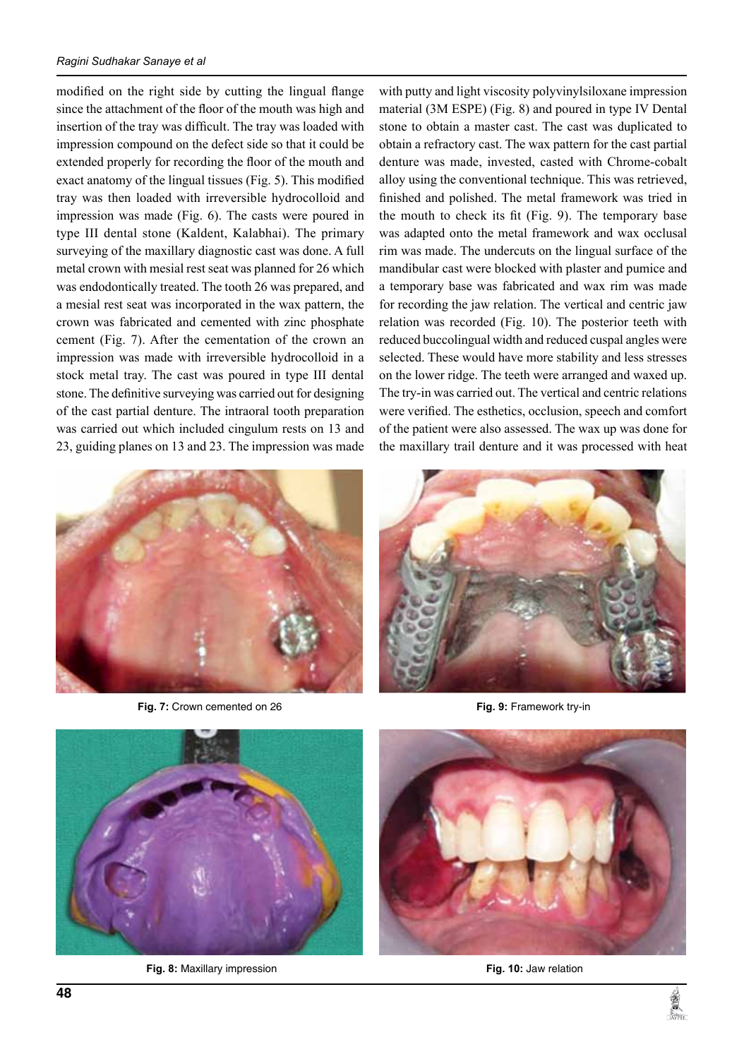modified on the right side by cutting the lingual flange since the attachment of the floor of the mouth was high and insertion of the tray was difficult. The tray was loaded with impression compound on the defect side so that it could be extended properly for recording the floor of the mouth and exact anatomy of the lingual tissues (Fig. 5). This modified tray was then loaded with irreversible hydrocolloid and impression was made (Fig. 6). The casts were poured in type III dental stone (Kaldent, Kalabhai). The primary surveying of the maxillary diagnostic cast was done. A full metal crown with mesial rest seat was planned for 26 which was endodontically treated. The tooth 26 was prepared, and a mesial rest seat was incorporated in the wax pattern, the crown was fabricated and cemented with zinc phosphate cement (Fig. 7). After the cementation of the crown an impression was made with irreversible hydrocolloid in a stock metal tray. The cast was poured in type III dental stone. The definitive surveying was carried out for designing of the cast partial denture. The intraoral tooth preparation was carried out which included cingulum rests on 13 and 23, guiding planes on 13 and 23. The impression was made with putty and light viscosity polyvinylsiloxane impression material (3M ESPE) (Fig. 8) and poured in type IV Dental stone to obtain a master cast. The cast was duplicated to obtain a refractory cast. The wax pattern for the cast partial denture was made, invested, casted with Chrome-cobalt alloy using the conventional technique. This was retrieved, finished and polished. The metal framework was tried in the mouth to check its fit (Fig. 9). The temporary base was adapted onto the metal framework and wax occlusal rim was made. The undercuts on the lingual surface of the mandibular cast were blocked with plaster and pumice and a temporary base was fabricated and wax rim was made for recording the jaw relation. The vertical and centric jaw relation was recorded (Fig. 10). The posterior teeth with reduced buccolingual width and reduced cuspal angles were selected. These would have more stability and less stresses on the lower ridge. The teeth were arranged and waxed up. The try-in was carried out. The vertical and centric relations were verified. The esthetics, occlusion, speech and comfort of the patient were also assessed. The wax up was done for the maxillary trail denture and it was processed with heat

**Fig. 7:** Crown cemented on 26

**Fig. 9:** Framework try-in

**Fig. 8:** Maxillary impression

**Fig. 10:** Jaw relation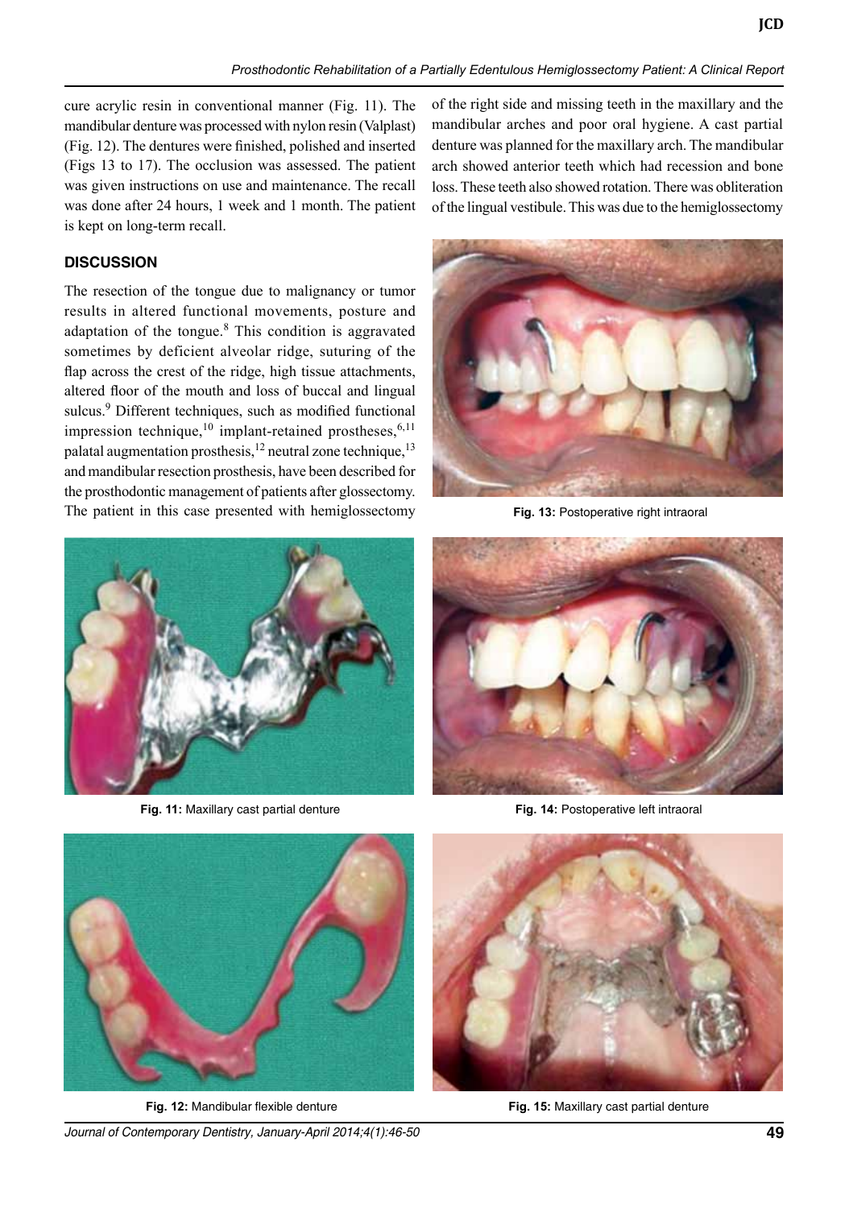cure acrylic resin in conventional manner (Fig. 11). The mandibular denture was processed with nylon resin (Valplast) (Fig. 12). The dentures were finished, polished and inserted (Figs 13 to 17). The occlusion was assessed. The patient was given instructions on use and maintenance. The recall was done after 24 hours, 1 week and 1 month. The patient is kept on long-term recall.

## DISCUSSION

The resection of the tongue due to malignancy or tumor results in altered functional movements, posture and adaptation of the tongue.[8] This condition is aggravated sometimes by deficient alveolar ridge, suturing of the flap across the crest of the ridge, high tissue attachments, altered floor of the mouth and loss of buccal and lingual sulcus.[9] Different techniques, such as modified functional impression technique,[10] implant-retained prostheses,[6,11] palatal augmentation prosthesis,[12] neutral zone technique,[13] and mandibular resection prosthesis, have been described for the prosthodontic management of patients after glossectomy. The patient in this case presented with hemiglossectomy of the right side and missing teeth in the maxillary and the mandibular arches and poor oral hygiene. A cast partial denture was planned for the maxillary arch. The mandibular arch showed anterior teeth which had recession and bone loss. These teeth also showed rotation. There was obliteration of the lingual vestibule. This was due to the hemiglossectomy

**Fig. 13:** Postoperative right intraoral

**Fig. 11:** Maxillary cast partial denture

**Fig. 14:** Postoperative left intraoral

**Fig. 12:** Mandibular flexible denture

**Fig. 15:** Maxillary cast partial denture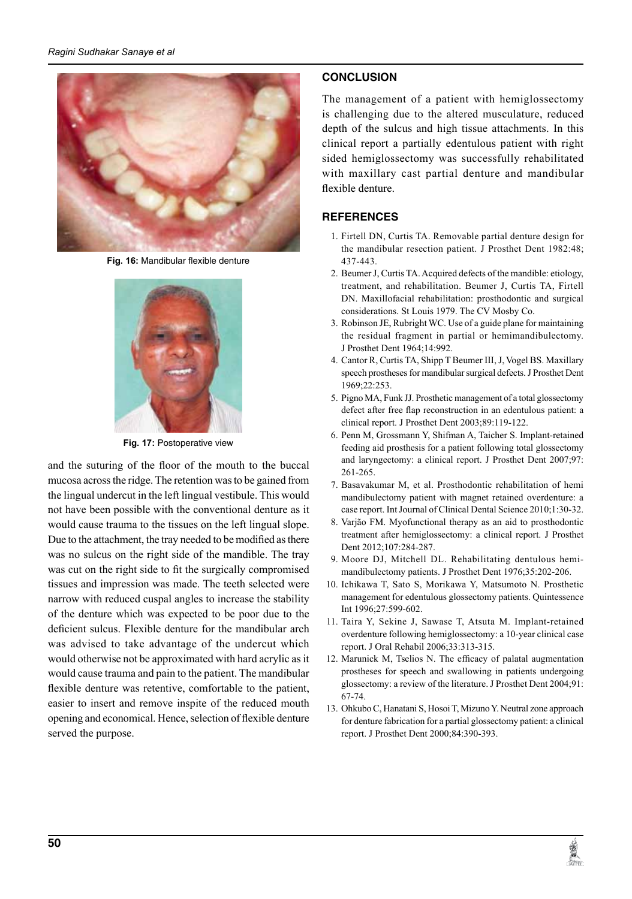Fig. 16: Mandibular flexible denture

Fig. 17: Postoperative view

and the suturing of the floor of the mouth to the buccal mucosa across the ridge. The retention was to be gained from the lingual undercut in the left lingual vestibule. This would not have been possible with the conventional denture as it would cause trauma to the tissues on the left lingual slope. Due to the attachment, the tray needed to be modified as there was no sulcus on the right side of the mandible. The tray was cut on the right side to fit the surgically compromised tissues and impression was made. The teeth selected were narrow with reduced cuspal angles to increase the stability of the denture which was expected to be poor due to the deficient sulcus. Flexible denture for the mandibular arch was advised to take advantage of the undercut which would otherwise not be approximated with hard acrylic as it would cause trauma and pain to the patient. The mandibular flexible denture was retentive, comfortable to the patient, easier to insert and remove inspite of the reduced mouth opening and economical. Hence, selection of flexible denture served the purpose.

## CONCLUSION

The management of a patient with hemiglossectomy is challenging due to the altered musculature, reduced depth of the sulcus and high tissue attachments. In this clinical report a partially edentulous patient with right sided hemiglossectomy was successfully rehabilitated with maxillary cast partial denture and mandibular flexible denture.

## REFERENCES

1. Firtell DN, Curtis TA. Removable partial denture design for the mandibular resection patient. J Prosthet Dent 1982:48; 437-443.
2. Beumer J, Curtis TA. Acquired defects of the mandible: etiology, treatment, and rehabilitation. Beumer J, Curtis TA, Firtell DN. Maxillofacial rehabilitation: prosthodontic and surgical considerations. St Louis 1979. The CV Mosby Co.
3. Robinson JE, Rubright WC. Use of a guide plane for maintaining the residual fragment in partial or hemimandibulectomy. J Prosthet Dent 1964;14:992.
4. Cantor R, Curtis TA, Shipp T Beumer III, J, Vogel BS. Maxillary speech prostheses for mandibular surgical defects. J Prosthet Dent 1969;22:253.
5. Pigno MA, Funk JJ. Prosthetic management of a total glossectomy defect after free flap reconstruction in an edentulous patient: a clinical report. J Prosthet Dent 2003;89:119-122.
6. Penn M, Grossmann Y, Shifman A, Taicher S. Implant-retained feeding aid prosthesis for a patient following total glossectomy and laryngectomy: a clinical report. J Prosthet Dent 2007;97: 261-265.
7. Basavakumar M, et al. Prosthodontic rehabilitation of hemi mandibulectomy patient with magnet retained overdenture: a case report. Int Journal of Clinical Dental Science 2010;1:30-32.
8. Varjão FM. Myofunctional therapy as an aid to prosthodontic treatment after hemiglossectomy: a clinical report. J Prosthet Dent 2012;107:284-287.
9. Moore DJ, Mitchell DL. Rehabilitating dentulous hemi-mandibulectomy patients. J Prosthet Dent 1976;35:202-206.
10. Ichikawa T, Sato S, Morikawa Y, Matsumoto N. Prosthetic management for edentulous glossectomy patients. Quintessence Int 1996;27:599-602.
11. Taira Y, Sekine J, Sawase T, Atsuta M. Implant-retained overdenture following hemiglossectomy: a 10-year clinical case report. J Oral Rehabil 2006;33:313-315.
12. Marunick M, Tselios N. The efficacy of palatal augmentation prostheses for speech and swallowing in patients undergoing glossectomy: a review of the literature. J Prosthet Dent 2004;91: 67-74.
13. Ohkubo C, Hanatani S, Hosoi T, Mizuno Y. Neutral zone approach for denture fabrication for a partial glossectomy patient: a clinical report. J Prosthet Dent 2000;84:390-393.